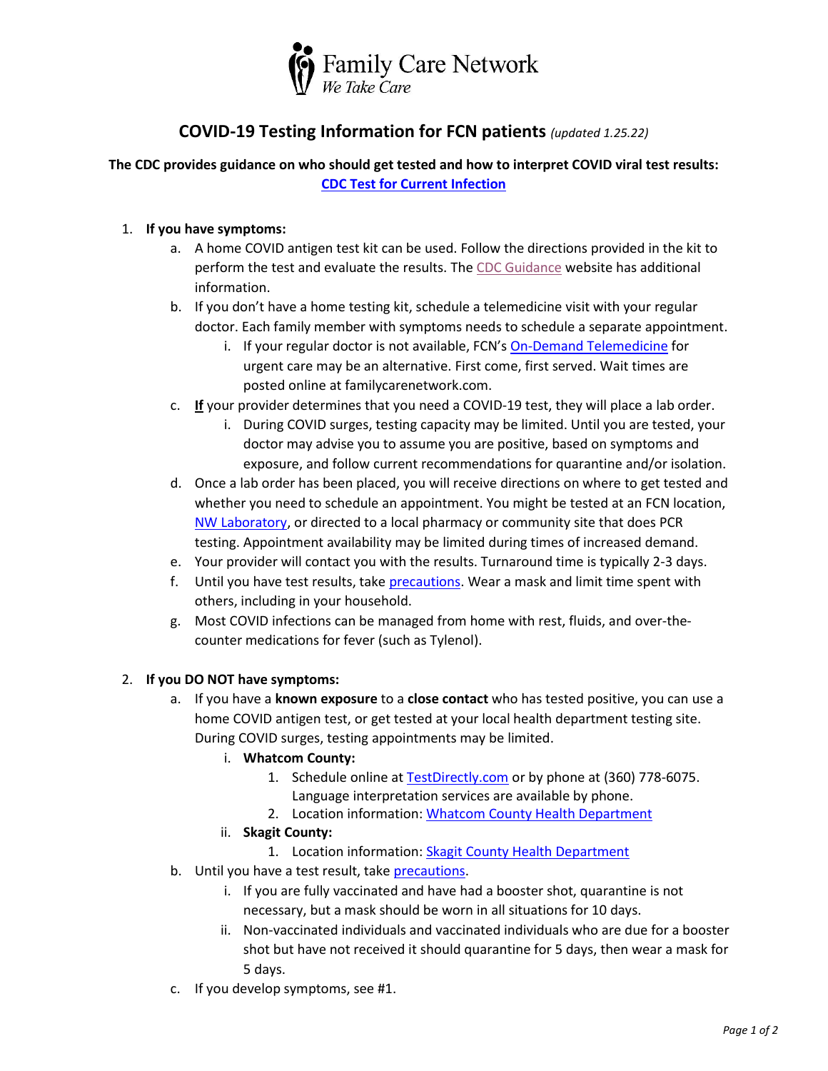Family Care Network
*We Take Care*

# COVID-19 Testing Information for FCN patients *(updated 1.25.22)*

**The CDC provides guidance on who should get tested and how to interpret COVID viral test results:**
**CDC Test for Current Infection**

1. **If you have symptoms:**
   a. A home COVID antigen test kit can be used. Follow the directions provided in the kit to perform the test and evaluate the results. The CDC Guidance website has additional information.
   b. If you don't have a home testing kit, schedule a telemedicine visit with your regular doctor. Each family member with symptoms needs to schedule a separate appointment.
      i. If your regular doctor is not available, FCN's On-Demand Telemedicine for urgent care may be an alternative. First come, first served. Wait times are posted online at familycarenetwork.com.
   c. **If** your provider determines that you need a COVID-19 test, they will place a lab order.
      i. During COVID surges, testing capacity may be limited. Until you are tested, your doctor may advise you to assume you are positive, based on symptoms and exposure, and follow current recommendations for quarantine and/or isolation.
   d. Once a lab order has been placed, you will receive directions on where to get tested and whether you need to schedule an appointment. You might be tested at an FCN location, NW Laboratory, or directed to a local pharmacy or community site that does PCR testing. Appointment availability may be limited during times of increased demand.
   e. Your provider will contact you with the results. Turnaround time is typically 2-3 days.
   f. Until you have test results, take precautions. Wear a mask and limit time spent with others, including in your household.
   g. Most COVID infections can be managed from home with rest, fluids, and over-the-counter medications for fever (such as Tylenol).

2. **If you DO NOT have symptoms:**
   a. If you have a **known exposure** to a **close contact** who has tested positive, you can use a home COVID antigen test, or get tested at your local health department testing site. During COVID surges, testing appointments may be limited.
      i. **Whatcom County:**
         1. Schedule online at TestDirectly.com or by phone at (360) 778-6075. Language interpretation services are available by phone.
         2. Location information: Whatcom County Health Department
      ii. **Skagit County:**
         1. Location information: Skagit County Health Department
   b. Until you have a test result, take precautions.
      i. If you are fully vaccinated and have had a booster shot, quarantine is not necessary, but a mask should be worn in all situations for 10 days.
      ii. Non-vaccinated individuals and vaccinated individuals who are due for a booster shot but have not received it should quarantine for 5 days, then wear a mask for 5 days.
   c. If you develop symptoms, see #1.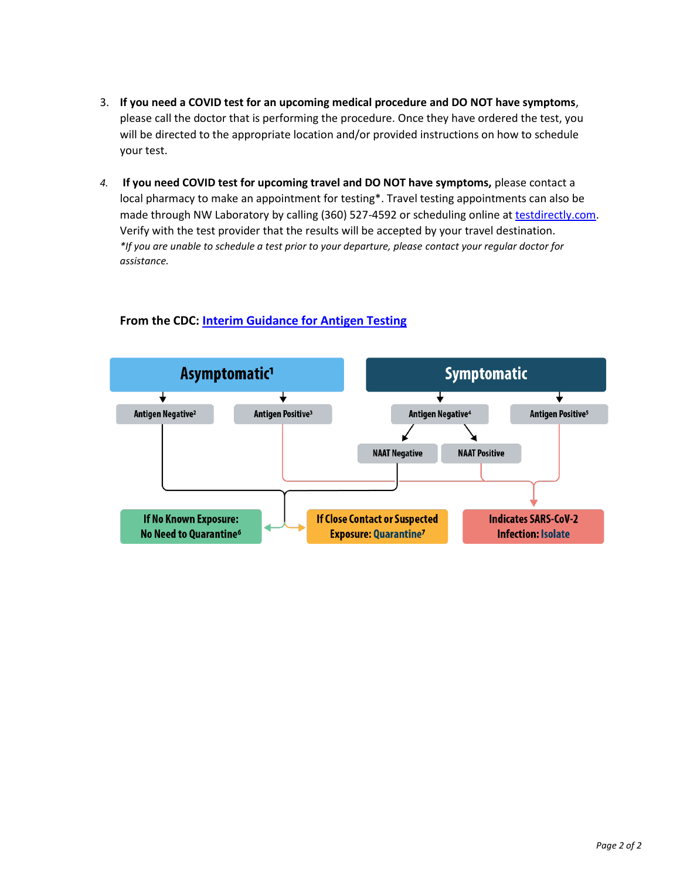3. **If you need a COVID test for an upcoming medical procedure and DO NOT have symptoms**, please call the doctor that is performing the procedure. Once they have ordered the test, you will be directed to the appropriate location and/or provided instructions on how to schedule your test.

4. **If you need COVID test for upcoming travel and DO NOT have symptoms,** please contact a local pharmacy to make an appointment for testing*. Travel testing appointments can also be made through NW Laboratory by calling (360) 527-4592 or scheduling online at [testdirectly.com](testdirectly.com). Verify with the test provider that the results will be accepted by your travel destination.
   *\*If you are unable to schedule a test prior to your departure, please contact your regular doctor for assistance.*

**From the CDC: [Interim Guidance for Antigen Testing]()**

Asymptomatic[1]

Symptomatic

Antigen Negative[2]

Antigen Positive[3]

Antigen Negative[4]

Antigen Positive[5]

NAAT Negative

NAAT Positive

If No Known Exposure: No Need to Quarantine[6]

If Close Contact or Suspected Exposure: Quarantine[7]

Indicates SARS-CoV-2 Infection: Isolate